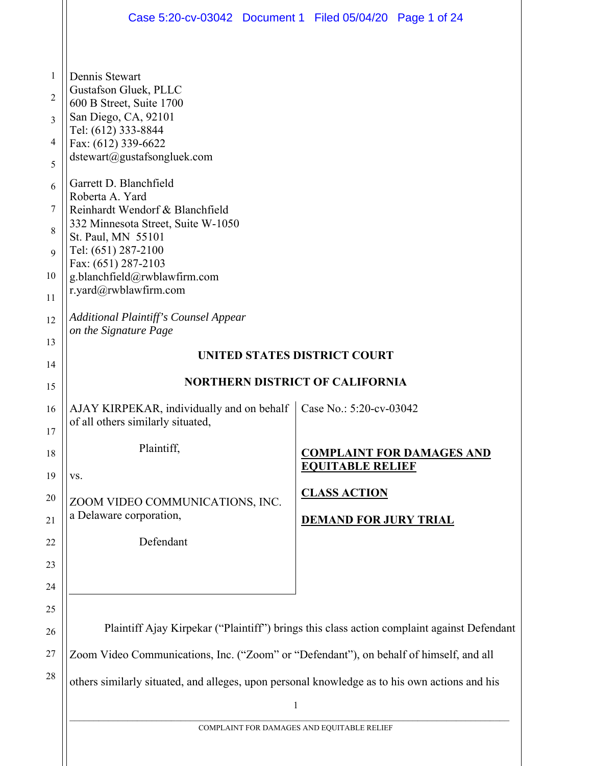Dennis Stewart
Gustafson Gluek, PLLC
600 B Street, Suite 1700
San Diego, CA, 92101
Tel: (612) 333-8844
Fax: (612) 339-6622
dstewart@gustafsongluek.com

Garrett D. Blanchfield
Roberta A. Yard
Reinhardt Wendorf & Blanchfield
332 Minnesota Street, Suite W-1050
St. Paul, MN 55101
Tel: (651) 287-2100
Fax: (651) 287-2103
g.blanchfield@rwblawfirm.com
r.yard@rwblawfirm.com

*Additional Plaintiff's Counsel Appear on the Signature Page*

**UNITED STATES DISTRICT COURT**

**NORTHERN DISTRICT OF CALIFORNIA**

| | |
|---|---|
| AJAY KIRPEKAR, individually and on behalf of all others similarly situated,<br><br>Plaintiff,<br><br>vs.<br><br>ZOOM VIDEO COMMUNICATIONS, INC. a Delaware corporation,<br><br>Defendant | Case No.: 5:20-cv-03042<br><br>**COMPLAINT FOR DAMAGES AND EQUITABLE RELIEF**<br><br>**CLASS ACTION**<br><br>**DEMAND FOR JURY TRIAL** |

Plaintiff Ajay Kirpekar ("Plaintiff") brings this class action complaint against Defendant Zoom Video Communications, Inc. ("Zoom" or "Defendant"), on behalf of himself, and all others similarly situated, and alleges, upon personal knowledge as to his own actions and his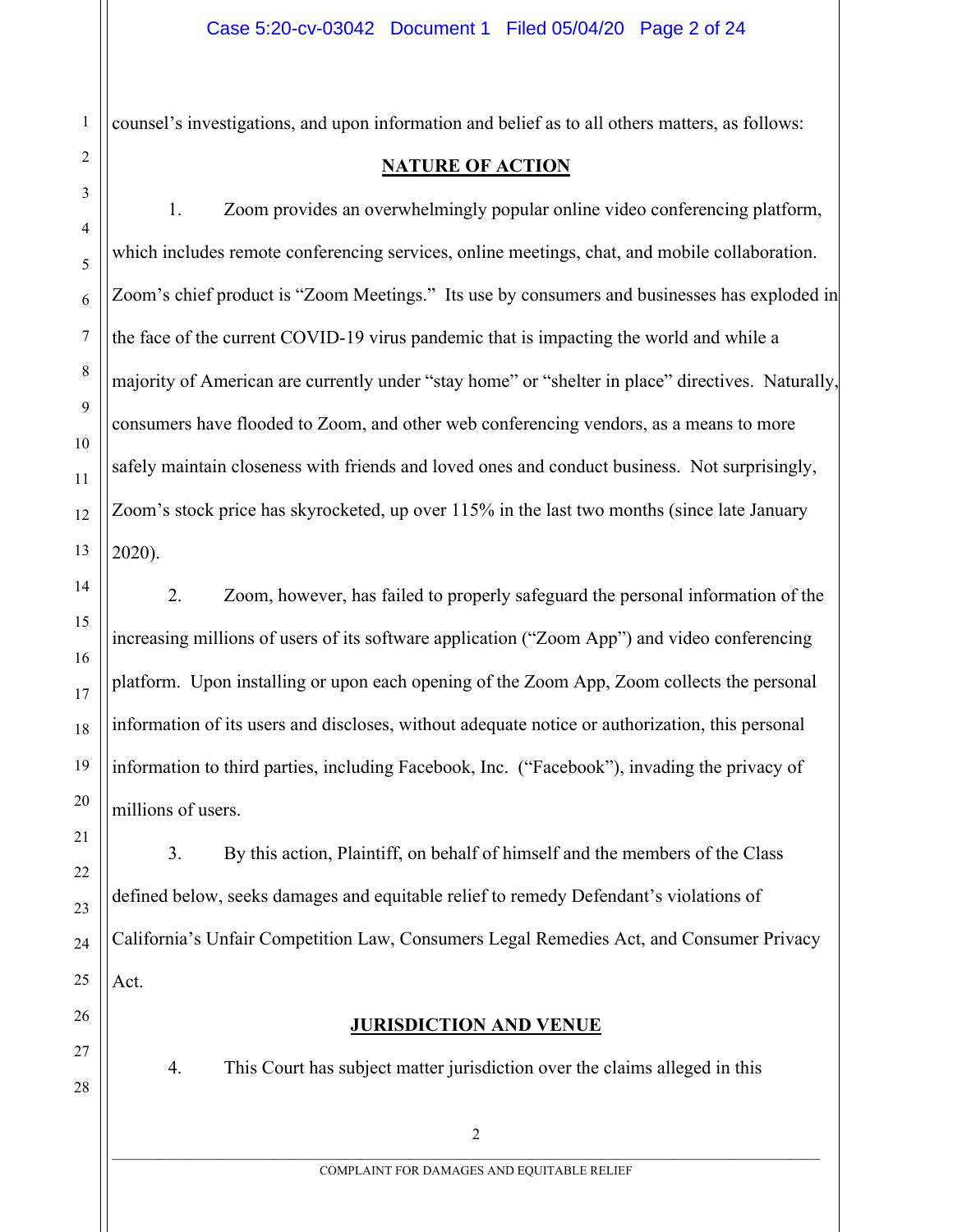counsel's investigations, and upon information and belief as to all others matters, as follows:

## NATURE OF ACTION

1. Zoom provides an overwhelmingly popular online video conferencing platform, which includes remote conferencing services, online meetings, chat, and mobile collaboration. Zoom's chief product is "Zoom Meetings." Its use by consumers and businesses has exploded in the face of the current COVID-19 virus pandemic that is impacting the world and while a majority of American are currently under "stay home" or "shelter in place" directives. Naturally, consumers have flooded to Zoom, and other web conferencing vendors, as a means to more safely maintain closeness with friends and loved ones and conduct business. Not surprisingly, Zoom's stock price has skyrocketed, up over 115% in the last two months (since late January 2020).

2. Zoom, however, has failed to properly safeguard the personal information of the increasing millions of users of its software application ("Zoom App") and video conferencing platform. Upon installing or upon each opening of the Zoom App, Zoom collects the personal information of its users and discloses, without adequate notice or authorization, this personal information to third parties, including Facebook, Inc. ("Facebook"), invading the privacy of millions of users.

3. By this action, Plaintiff, on behalf of himself and the members of the Class defined below, seeks damages and equitable relief to remedy Defendant's violations of California's Unfair Competition Law, Consumers Legal Remedies Act, and Consumer Privacy Act.

## JURISDICTION AND VENUE

4. This Court has subject matter jurisdiction over the claims alleged in this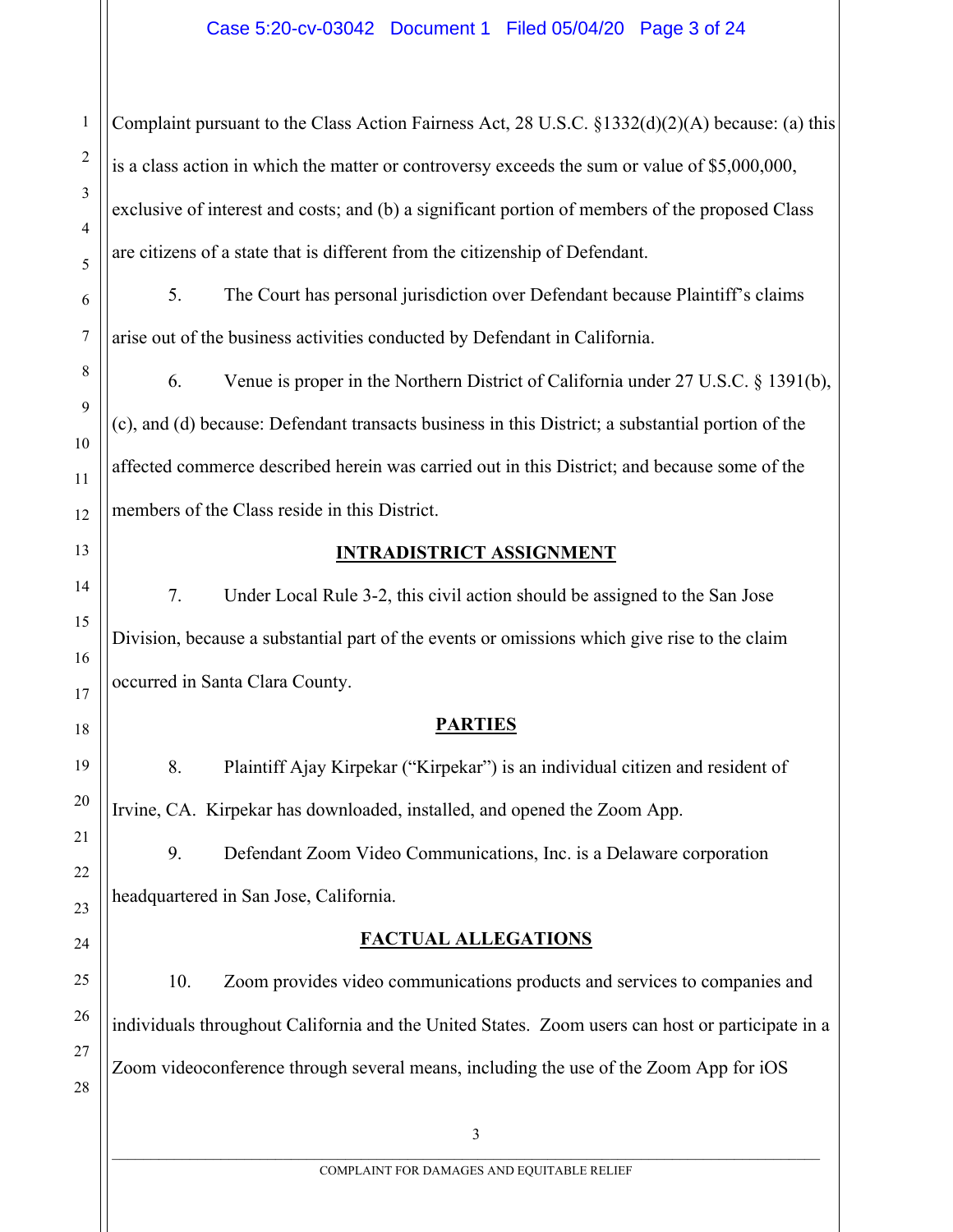Complaint pursuant to the Class Action Fairness Act, 28 U.S.C. §1332(d)(2)(A) because: (a) this is a class action in which the matter or controversy exceeds the sum or value of $5,000,000, exclusive of interest and costs; and (b) a significant portion of members of the proposed Class are citizens of a state that is different from the citizenship of Defendant.

5. The Court has personal jurisdiction over Defendant because Plaintiff's claims arise out of the business activities conducted by Defendant in California.

6. Venue is proper in the Northern District of California under 27 U.S.C. § 1391(b), (c), and (d) because: Defendant transacts business in this District; a substantial portion of the affected commerce described herein was carried out in this District; and because some of the members of the Class reside in this District.

## INTRADISTRICT ASSIGNMENT

7. Under Local Rule 3-2, this civil action should be assigned to the San Jose Division, because a substantial part of the events or omissions which give rise to the claim occurred in Santa Clara County.

## PARTIES

8. Plaintiff Ajay Kirpekar ("Kirpekar") is an individual citizen and resident of Irvine, CA. Kirpekar has downloaded, installed, and opened the Zoom App.

9. Defendant Zoom Video Communications, Inc. is a Delaware corporation headquartered in San Jose, California.

## FACTUAL ALLEGATIONS

10. Zoom provides video communications products and services to companies and individuals throughout California and the United States. Zoom users can host or participate in a Zoom videoconference through several means, including the use of the Zoom App for iOS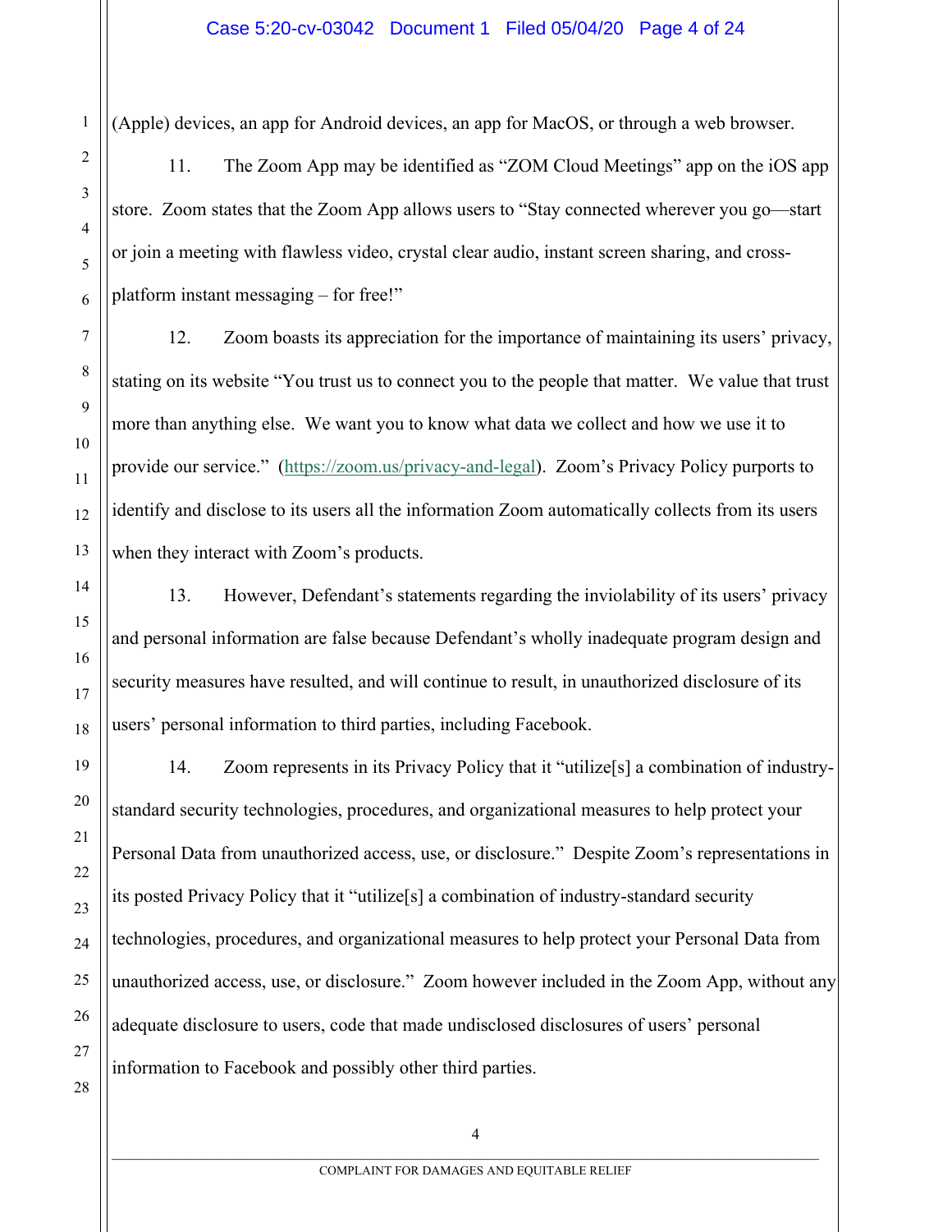(Apple) devices, an app for Android devices, an app for MacOS, or through a web browser.

11. The Zoom App may be identified as "ZOM Cloud Meetings" app on the iOS app store. Zoom states that the Zoom App allows users to "Stay connected wherever you go—start or join a meeting with flawless video, crystal clear audio, instant screen sharing, and cross-platform instant messaging – for free!"

12. Zoom boasts its appreciation for the importance of maintaining its users' privacy, stating on its website "You trust us to connect you to the people that matter. We value that trust more than anything else. We want you to know what data we collect and how we use it to provide our service." (https://zoom.us/privacy-and-legal). Zoom's Privacy Policy purports to identify and disclose to its users all the information Zoom automatically collects from its users when they interact with Zoom's products.

13. However, Defendant's statements regarding the inviolability of its users' privacy and personal information are false because Defendant's wholly inadequate program design and security measures have resulted, and will continue to result, in unauthorized disclosure of its users' personal information to third parties, including Facebook.

14. Zoom represents in its Privacy Policy that it "utilize[s] a combination of industry-standard security technologies, procedures, and organizational measures to help protect your Personal Data from unauthorized access, use, or disclosure." Despite Zoom's representations in its posted Privacy Policy that it "utilize[s] a combination of industry-standard security technologies, procedures, and organizational measures to help protect your Personal Data from unauthorized access, use, or disclosure." Zoom however included in the Zoom App, without any adequate disclosure to users, code that made undisclosed disclosures of users' personal information to Facebook and possibly other third parties.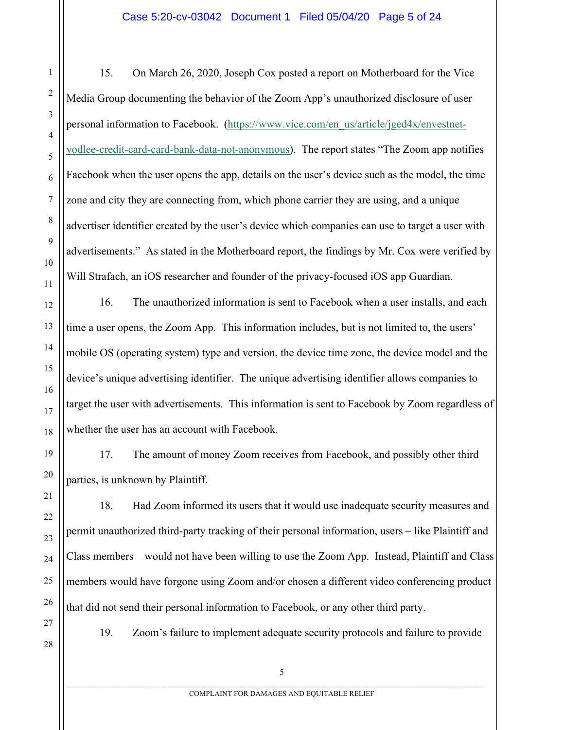15. On March 26, 2020, Joseph Cox posted a report on Motherboard for the Vice Media Group documenting the behavior of the Zoom App's unauthorized disclosure of user personal information to Facebook. (https://www.vice.com/en_us/article/jged4x/envestnet-yodlee-credit-card-card-bank-data-not-anonymous). The report states "The Zoom app notifies Facebook when the user opens the app, details on the user's device such as the model, the time zone and city they are connecting from, which phone carrier they are using, and a unique advertiser identifier created by the user's device which companies can use to target a user with advertisements." As stated in the Motherboard report, the findings by Mr. Cox were verified by Will Strafach, an iOS researcher and founder of the privacy-focused iOS app Guardian.

16. The unauthorized information is sent to Facebook when a user installs, and each time a user opens, the Zoom App. This information includes, but is not limited to, the users' mobile OS (operating system) type and version, the device time zone, the device model and the device's unique advertising identifier. The unique advertising identifier allows companies to target the user with advertisements. This information is sent to Facebook by Zoom regardless of whether the user has an account with Facebook.

17. The amount of money Zoom receives from Facebook, and possibly other third parties, is unknown by Plaintiff.

18. Had Zoom informed its users that it would use inadequate security measures and permit unauthorized third-party tracking of their personal information, users – like Plaintiff and Class members – would not have been willing to use the Zoom App. Instead, Plaintiff and Class members would have forgone using Zoom and/or chosen a different video conferencing product that did not send their personal information to Facebook, or any other third party.

19. Zoom's failure to implement adequate security protocols and failure to provide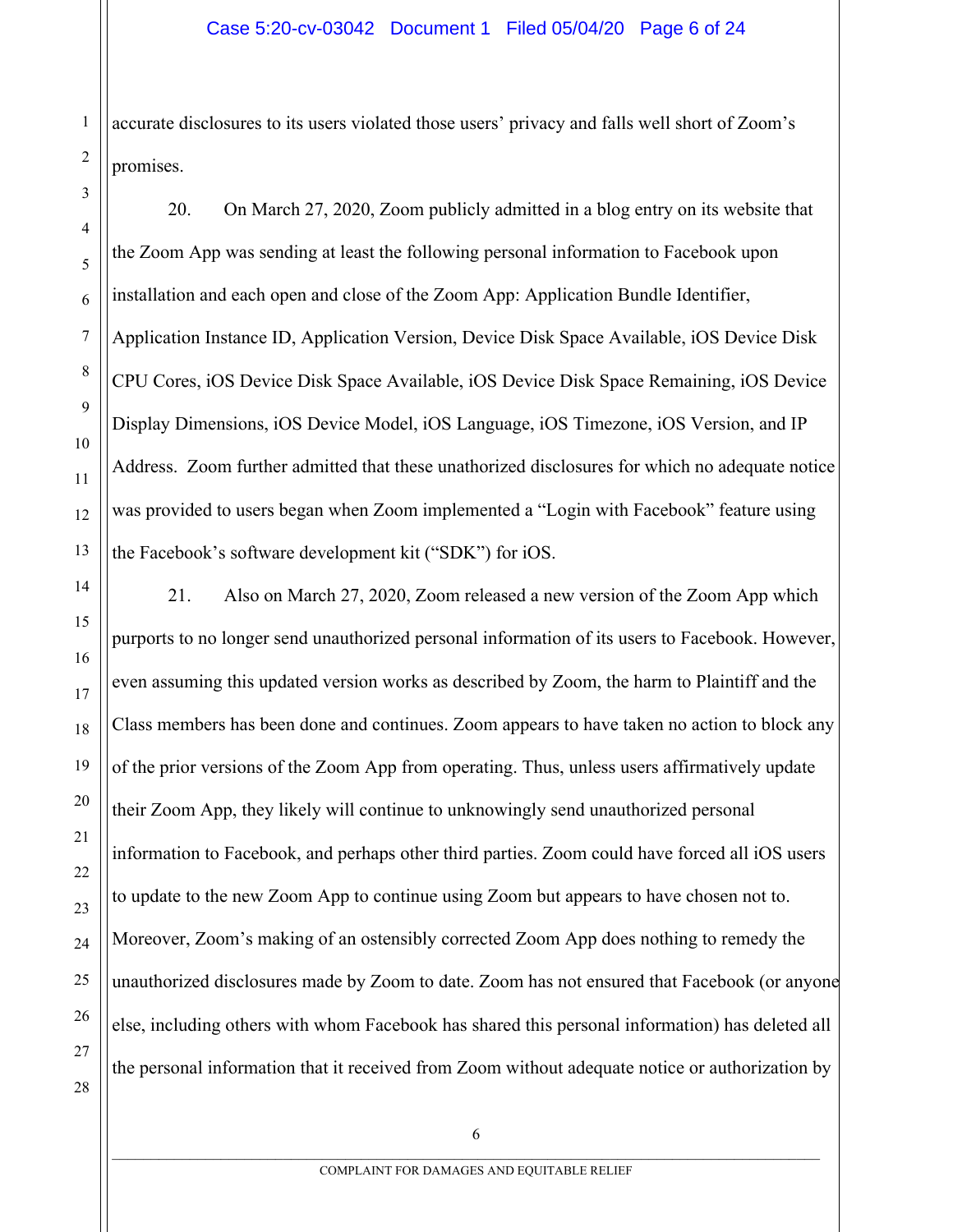accurate disclosures to its users violated those users' privacy and falls well short of Zoom's promises.

20. On March 27, 2020, Zoom publicly admitted in a blog entry on its website that the Zoom App was sending at least the following personal information to Facebook upon installation and each open and close of the Zoom App: Application Bundle Identifier, Application Instance ID, Application Version, Device Disk Space Available, iOS Device Disk CPU Cores, iOS Device Disk Space Available, iOS Device Disk Space Remaining, iOS Device Display Dimensions, iOS Device Model, iOS Language, iOS Timezone, iOS Version, and IP Address. Zoom further admitted that these unathorized disclosures for which no adequate notice was provided to users began when Zoom implemented a "Login with Facebook" feature using the Facebook's software development kit ("SDK") for iOS.

21. Also on March 27, 2020, Zoom released a new version of the Zoom App which purports to no longer send unauthorized personal information of its users to Facebook. However, even assuming this updated version works as described by Zoom, the harm to Plaintiff and the Class members has been done and continues. Zoom appears to have taken no action to block any of the prior versions of the Zoom App from operating. Thus, unless users affirmatively update their Zoom App, they likely will continue to unknowingly send unauthorized personal information to Facebook, and perhaps other third parties. Zoom could have forced all iOS users to update to the new Zoom App to continue using Zoom but appears to have chosen not to. Moreover, Zoom's making of an ostensibly corrected Zoom App does nothing to remedy the unauthorized disclosures made by Zoom to date. Zoom has not ensured that Facebook (or anyone else, including others with whom Facebook has shared this personal information) has deleted all the personal information that it received from Zoom without adequate notice or authorization by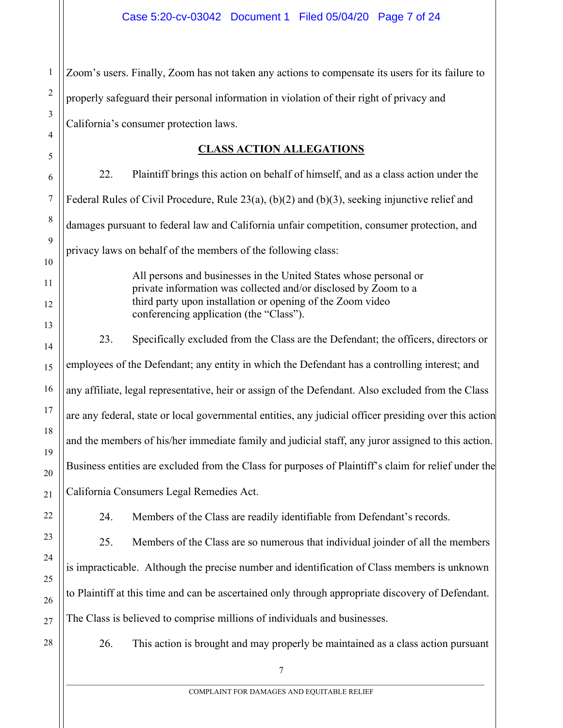Zoom's users. Finally, Zoom has not taken any actions to compensate its users for its failure to properly safeguard their personal information in violation of their right of privacy and California's consumer protection laws.

## CLASS ACTION ALLEGATIONS

22. Plaintiff brings this action on behalf of himself, and as a class action under the Federal Rules of Civil Procedure, Rule 23(a), (b)(2) and (b)(3), seeking injunctive relief and damages pursuant to federal law and California unfair competition, consumer protection, and privacy laws on behalf of the members of the following class:

> All persons and businesses in the United States whose personal or private information was collected and/or disclosed by Zoom to a third party upon installation or opening of the Zoom video conferencing application (the "Class").

23. Specifically excluded from the Class are the Defendant; the officers, directors or employees of the Defendant; any entity in which the Defendant has a controlling interest; and any affiliate, legal representative, heir or assign of the Defendant. Also excluded from the Class are any federal, state or local governmental entities, any judicial officer presiding over this action and the members of his/her immediate family and judicial staff, any juror assigned to this action. Business entities are excluded from the Class for purposes of Plaintiff's claim for relief under the California Consumers Legal Remedies Act.

24. Members of the Class are readily identifiable from Defendant's records.

25. Members of the Class are so numerous that individual joinder of all the members is impracticable. Although the precise number and identification of Class members is unknown to Plaintiff at this time and can be ascertained only through appropriate discovery of Defendant. The Class is believed to comprise millions of individuals and businesses.

26. This action is brought and may properly be maintained as a class action pursuant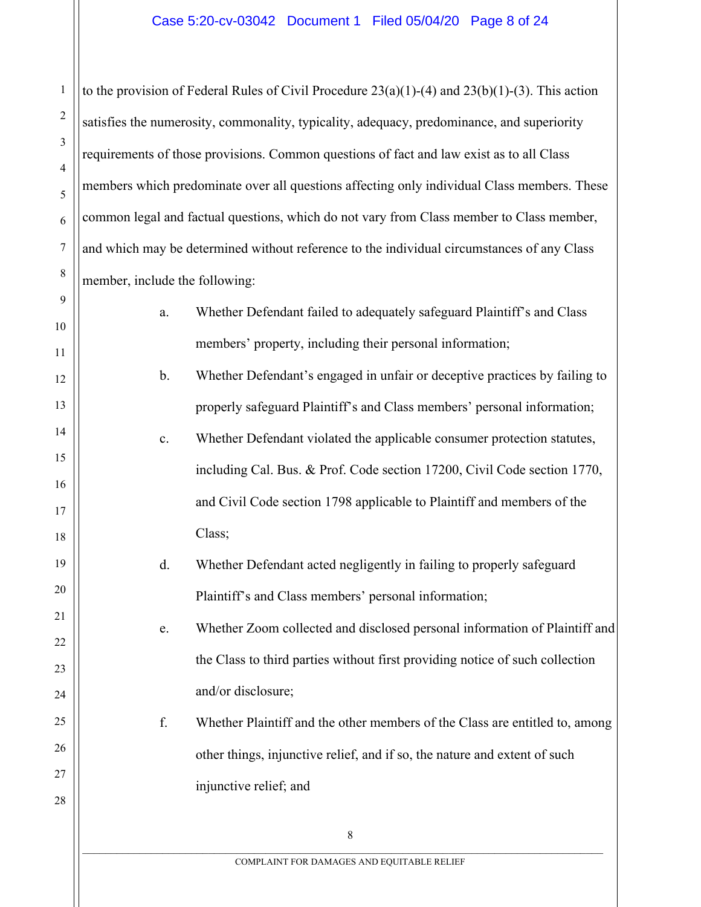to the provision of Federal Rules of Civil Procedure 23(a)(1)-(4) and 23(b)(1)-(3). This action satisfies the numerosity, commonality, typicality, adequacy, predominance, and superiority requirements of those provisions. Common questions of fact and law exist as to all Class members which predominate over all questions affecting only individual Class members. These common legal and factual questions, which do not vary from Class member to Class member, and which may be determined without reference to the individual circumstances of any Class member, include the following:

a. Whether Defendant failed to adequately safeguard Plaintiff's and Class members' property, including their personal information;

b. Whether Defendant's engaged in unfair or deceptive practices by failing to properly safeguard Plaintiff's and Class members' personal information;

c. Whether Defendant violated the applicable consumer protection statutes, including Cal. Bus. & Prof. Code section 17200, Civil Code section 1770, and Civil Code section 1798 applicable to Plaintiff and members of the Class;

d. Whether Defendant acted negligently in failing to properly safeguard Plaintiff's and Class members' personal information;

e. Whether Zoom collected and disclosed personal information of Plaintiff and the Class to third parties without first providing notice of such collection and/or disclosure;

f. Whether Plaintiff and the other members of the Class are entitled to, among other things, injunctive relief, and if so, the nature and extent of such injunctive relief; and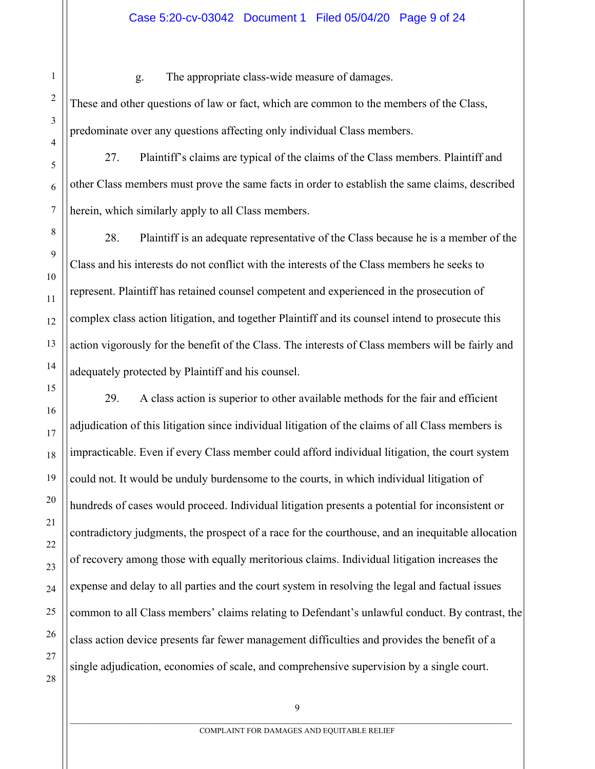g. The appropriate class-wide measure of damages.

These and other questions of law or fact, which are common to the members of the Class, predominate over any questions affecting only individual Class members.

27. Plaintiff's claims are typical of the claims of the Class members. Plaintiff and other Class members must prove the same facts in order to establish the same claims, described herein, which similarly apply to all Class members.

28. Plaintiff is an adequate representative of the Class because he is a member of the Class and his interests do not conflict with the interests of the Class members he seeks to represent. Plaintiff has retained counsel competent and experienced in the prosecution of complex class action litigation, and together Plaintiff and its counsel intend to prosecute this action vigorously for the benefit of the Class. The interests of Class members will be fairly and adequately protected by Plaintiff and his counsel.

29. A class action is superior to other available methods for the fair and efficient adjudication of this litigation since individual litigation of the claims of all Class members is impracticable. Even if every Class member could afford individual litigation, the court system could not. It would be unduly burdensome to the courts, in which individual litigation of hundreds of cases would proceed. Individual litigation presents a potential for inconsistent or contradictory judgments, the prospect of a race for the courthouse, and an inequitable allocation of recovery among those with equally meritorious claims. Individual litigation increases the expense and delay to all parties and the court system in resolving the legal and factual issues common to all Class members' claims relating to Defendant's unlawful conduct. By contrast, the class action device presents far fewer management difficulties and provides the benefit of a single adjudication, economies of scale, and comprehensive supervision by a single court.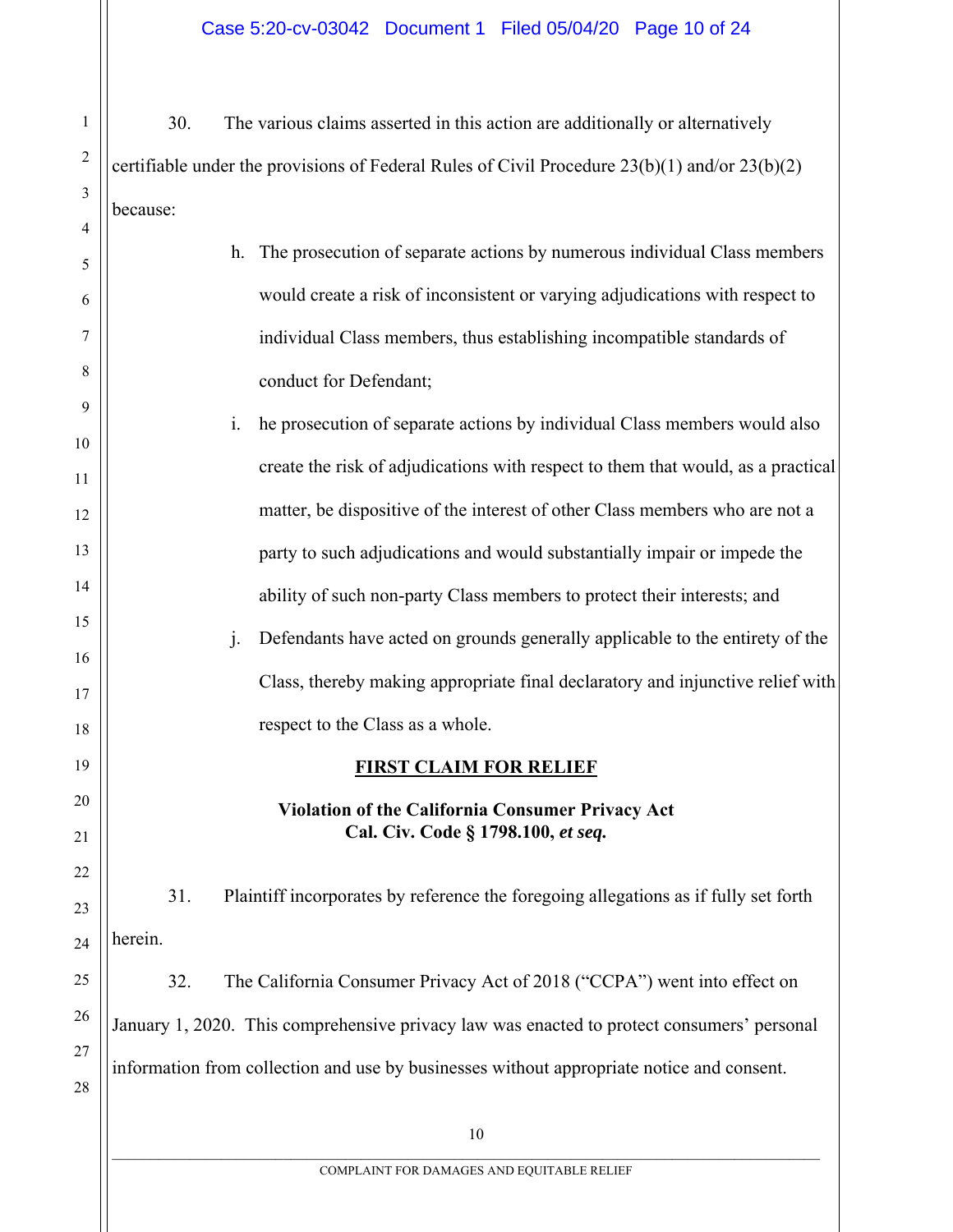30. The various claims asserted in this action are additionally or alternatively certifiable under the provisions of Federal Rules of Civil Procedure 23(b)(1) and/or 23(b)(2) because:

h. The prosecution of separate actions by numerous individual Class members would create a risk of inconsistent or varying adjudications with respect to individual Class members, thus establishing incompatible standards of conduct for Defendant;

i. he prosecution of separate actions by individual Class members would also create the risk of adjudications with respect to them that would, as a practical matter, be dispositive of the interest of other Class members who are not a party to such adjudications and would substantially impair or impede the ability of such non-party Class members to protect their interests; and

j. Defendants have acted on grounds generally applicable to the entirety of the Class, thereby making appropriate final declaratory and injunctive relief with respect to the Class as a whole.

## <u>FIRST CLAIM FOR RELIEF</u>

### Violation of the California Consumer Privacy Act
### Cal. Civ. Code § 1798.100, *et seq.*

31. Plaintiff incorporates by reference the foregoing allegations as if fully set forth herein.

32. The California Consumer Privacy Act of 2018 ("CCPA") went into effect on January 1, 2020. This comprehensive privacy law was enacted to protect consumers' personal information from collection and use by businesses without appropriate notice and consent.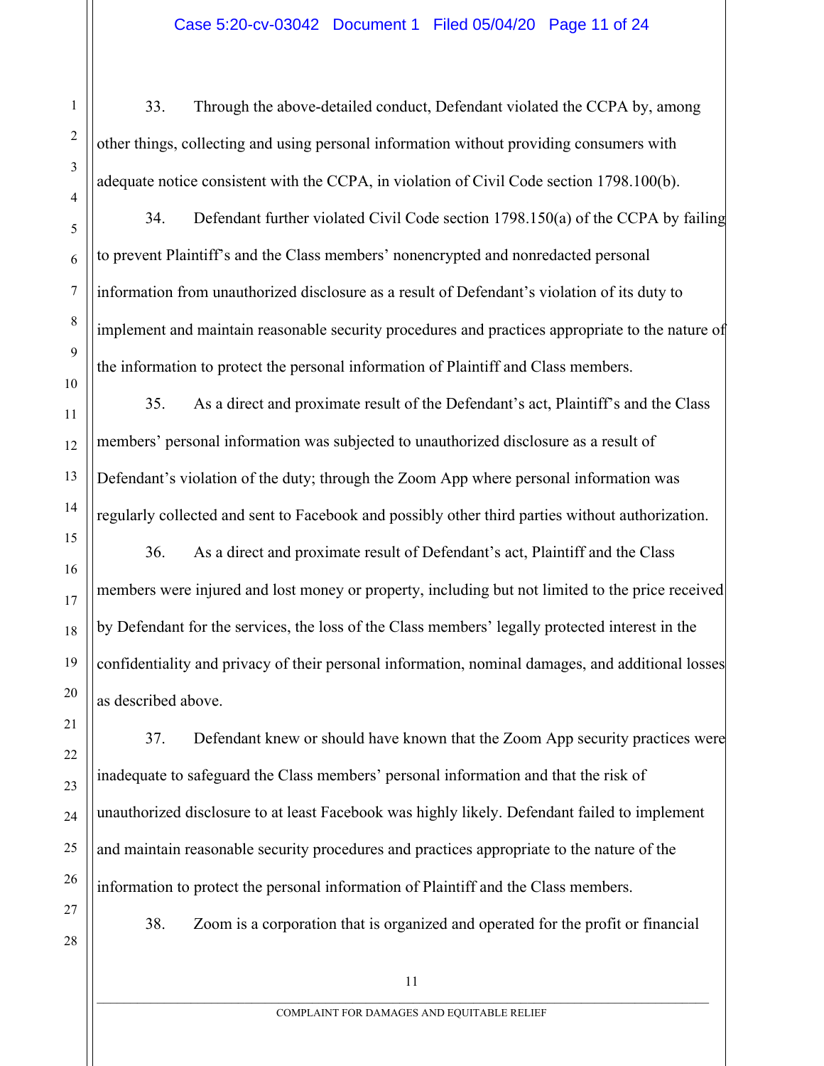33. Through the above-detailed conduct, Defendant violated the CCPA by, among other things, collecting and using personal information without providing consumers with adequate notice consistent with the CCPA, in violation of Civil Code section 1798.100(b).

34. Defendant further violated Civil Code section 1798.150(a) of the CCPA by failing to prevent Plaintiff's and the Class members' nonencrypted and nonredacted personal information from unauthorized disclosure as a result of Defendant's violation of its duty to implement and maintain reasonable security procedures and practices appropriate to the nature of the information to protect the personal information of Plaintiff and Class members.

35. As a direct and proximate result of the Defendant's act, Plaintiff's and the Class members' personal information was subjected to unauthorized disclosure as a result of Defendant's violation of the duty; through the Zoom App where personal information was regularly collected and sent to Facebook and possibly other third parties without authorization.

36. As a direct and proximate result of Defendant's act, Plaintiff and the Class members were injured and lost money or property, including but not limited to the price received by Defendant for the services, the loss of the Class members' legally protected interest in the confidentiality and privacy of their personal information, nominal damages, and additional losses as described above.

37. Defendant knew or should have known that the Zoom App security practices were inadequate to safeguard the Class members' personal information and that the risk of unauthorized disclosure to at least Facebook was highly likely. Defendant failed to implement and maintain reasonable security procedures and practices appropriate to the nature of the information to protect the personal information of Plaintiff and the Class members.

38. Zoom is a corporation that is organized and operated for the profit or financial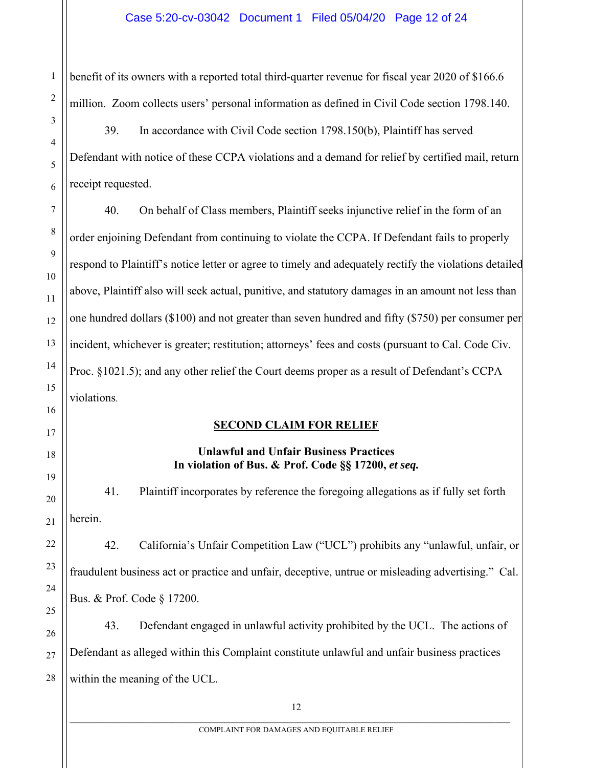benefit of its owners with a reported total third-quarter revenue for fiscal year 2020 of $166.6 million. Zoom collects users' personal information as defined in Civil Code section 1798.140.

39. In accordance with Civil Code section 1798.150(b), Plaintiff has served Defendant with notice of these CCPA violations and a demand for relief by certified mail, return receipt requested.

40. On behalf of Class members, Plaintiff seeks injunctive relief in the form of an order enjoining Defendant from continuing to violate the CCPA. If Defendant fails to properly respond to Plaintiff's notice letter or agree to timely and adequately rectify the violations detailed above, Plaintiff also will seek actual, punitive, and statutory damages in an amount not less than one hundred dollars ($100) and not greater than seven hundred and fifty ($750) per consumer per incident, whichever is greater; restitution; attorneys' fees and costs (pursuant to Cal. Code Civ. Proc. §1021.5); and any other relief the Court deems proper as a result of Defendant's CCPA violations.

## SECOND CLAIM FOR RELIEF

### Unlawful and Unfair Business Practices
### In violation of Bus. & Prof. Code §§ 17200, *et seq.*

41. Plaintiff incorporates by reference the foregoing allegations as if fully set forth herein.

42. California's Unfair Competition Law ("UCL") prohibits any "unlawful, unfair, or fraudulent business act or practice and unfair, deceptive, untrue or misleading advertising." Cal. Bus. & Prof. Code § 17200.

43. Defendant engaged in unlawful activity prohibited by the UCL. The actions of Defendant as alleged within this Complaint constitute unlawful and unfair business practices within the meaning of the UCL.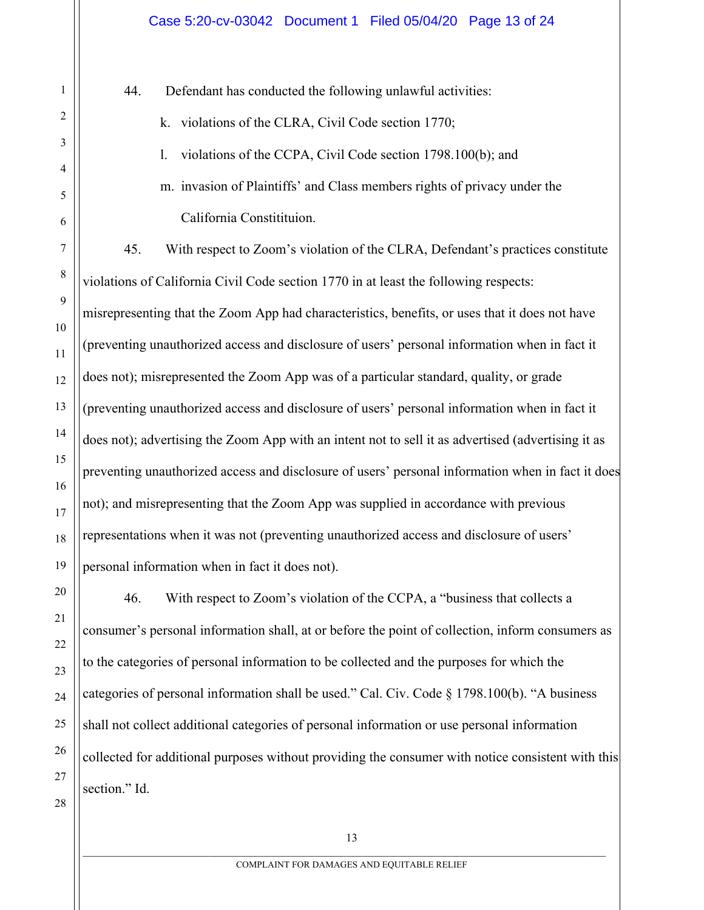44. Defendant has conducted the following unlawful activities:

k. violations of the CLRA, Civil Code section 1770;

l. violations of the CCPA, Civil Code section 1798.100(b); and

m. invasion of Plaintiffs' and Class members rights of privacy under the California Constitituion.

45. With respect to Zoom's violation of the CLRA, Defendant's practices constitute violations of California Civil Code section 1770 in at least the following respects: misrepresenting that the Zoom App had characteristics, benefits, or uses that it does not have (preventing unauthorized access and disclosure of users' personal information when in fact it does not); misrepresented the Zoom App was of a particular standard, quality, or grade (preventing unauthorized access and disclosure of users' personal information when in fact it does not); advertising the Zoom App with an intent not to sell it as advertised (advertising it as preventing unauthorized access and disclosure of users' personal information when in fact it does not); and misrepresenting that the Zoom App was supplied in accordance with previous representations when it was not (preventing unauthorized access and disclosure of users' personal information when in fact it does not).

46. With respect to Zoom's violation of the CCPA, a "business that collects a consumer's personal information shall, at or before the point of collection, inform consumers as to the categories of personal information to be collected and the purposes for which the categories of personal information shall be used." Cal. Civ. Code § 1798.100(b). "A business shall not collect additional categories of personal information or use personal information collected for additional purposes without providing the consumer with notice consistent with this section." Id.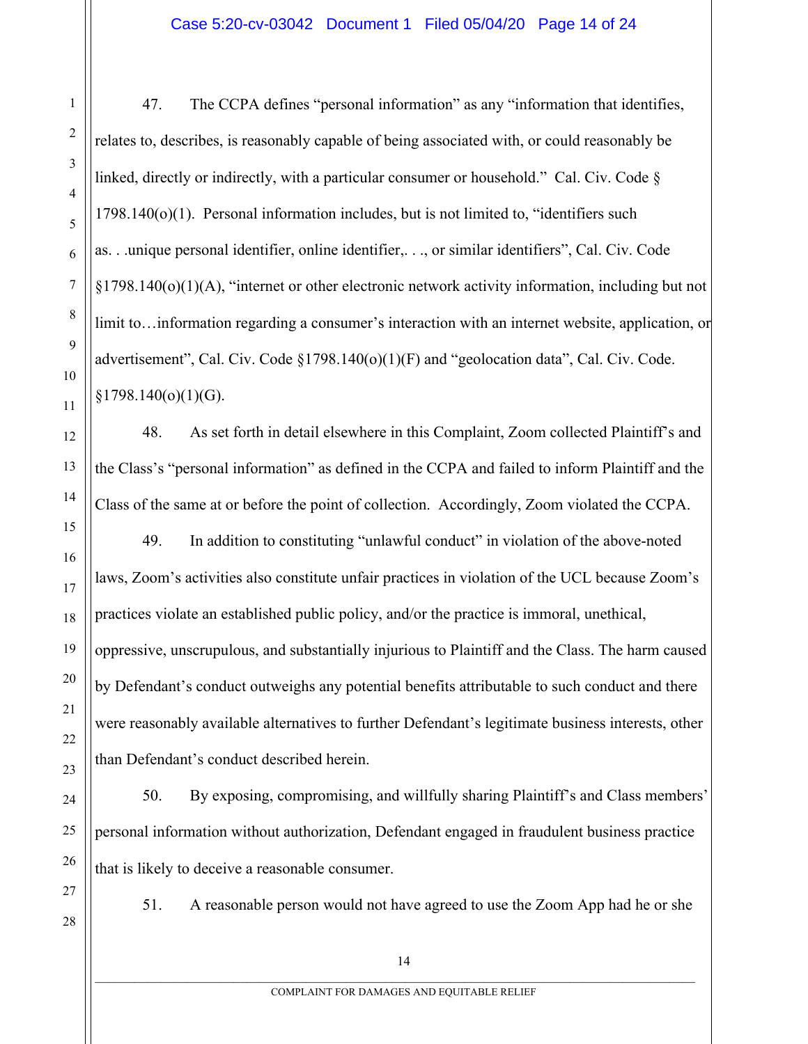47. The CCPA defines "personal information" as any "information that identifies, relates to, describes, is reasonably capable of being associated with, or could reasonably be linked, directly or indirectly, with a particular consumer or household." Cal. Civ. Code § 1798.140(o)(1). Personal information includes, but is not limited to, "identifiers such as. . .unique personal identifier, online identifier,. . ., or similar identifiers", Cal. Civ. Code §1798.140(o)(1)(A), "internet or other electronic network activity information, including but not limit to…information regarding a consumer's interaction with an internet website, application, or advertisement", Cal. Civ. Code §1798.140(o)(1)(F) and "geolocation data", Cal. Civ. Code. §1798.140(o)(1)(G).

48. As set forth in detail elsewhere in this Complaint, Zoom collected Plaintiff's and the Class's "personal information" as defined in the CCPA and failed to inform Plaintiff and the Class of the same at or before the point of collection. Accordingly, Zoom violated the CCPA.

49. In addition to constituting "unlawful conduct" in violation of the above-noted laws, Zoom's activities also constitute unfair practices in violation of the UCL because Zoom's practices violate an established public policy, and/or the practice is immoral, unethical, oppressive, unscrupulous, and substantially injurious to Plaintiff and the Class. The harm caused by Defendant's conduct outweighs any potential benefits attributable to such conduct and there were reasonably available alternatives to further Defendant's legitimate business interests, other than Defendant's conduct described herein.

50. By exposing, compromising, and willfully sharing Plaintiff's and Class members' personal information without authorization, Defendant engaged in fraudulent business practice that is likely to deceive a reasonable consumer.

51. A reasonable person would not have agreed to use the Zoom App had he or she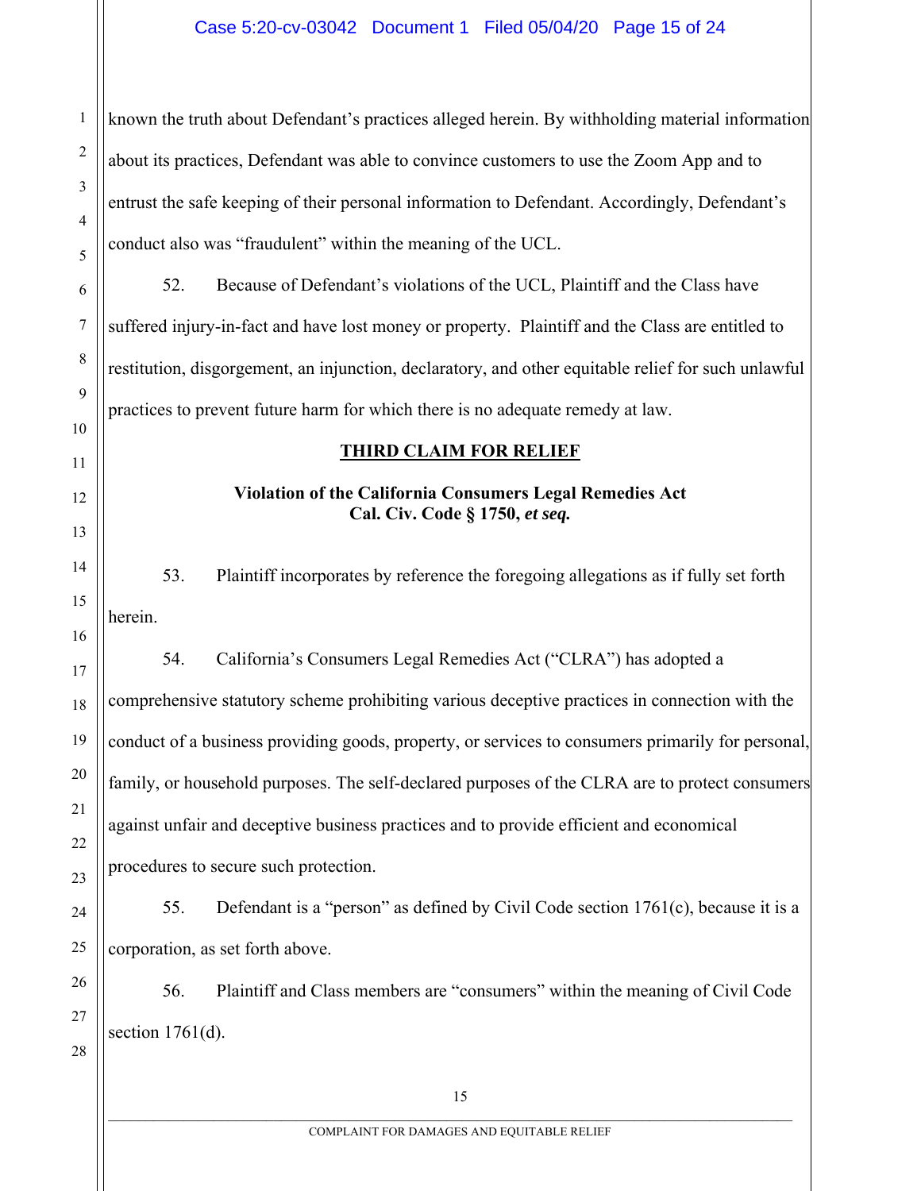known the truth about Defendant's practices alleged herein. By withholding material information about its practices, Defendant was able to convince customers to use the Zoom App and to entrust the safe keeping of their personal information to Defendant. Accordingly, Defendant's conduct also was "fraudulent" within the meaning of the UCL.

52. Because of Defendant's violations of the UCL, Plaintiff and the Class have suffered injury-in-fact and have lost money or property. Plaintiff and the Class are entitled to restitution, disgorgement, an injunction, declaratory, and other equitable relief for such unlawful practices to prevent future harm for which there is no adequate remedy at law.

## THIRD CLAIM FOR RELIEF

### Violation of the California Consumers Legal Remedies Act Cal. Civ. Code § 1750, *et seq.*

53. Plaintiff incorporates by reference the foregoing allegations as if fully set forth herein.

54. California's Consumers Legal Remedies Act ("CLRA") has adopted a comprehensive statutory scheme prohibiting various deceptive practices in connection with the conduct of a business providing goods, property, or services to consumers primarily for personal, family, or household purposes. The self-declared purposes of the CLRA are to protect consumers against unfair and deceptive business practices and to provide efficient and economical procedures to secure such protection.

55. Defendant is a "person" as defined by Civil Code section 1761(c), because it is a corporation, as set forth above.

56. Plaintiff and Class members are "consumers" within the meaning of Civil Code section 1761(d).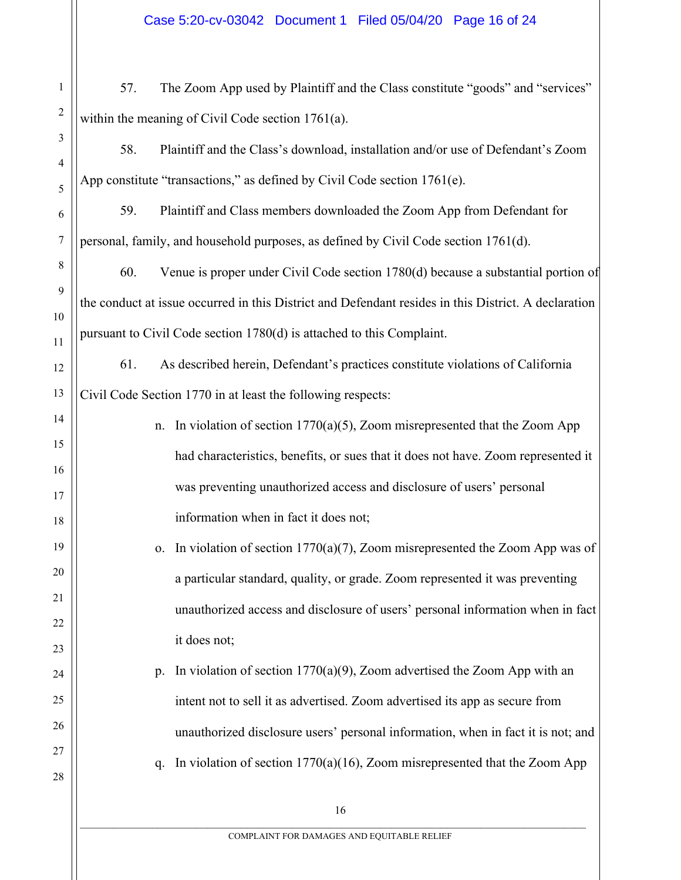57. The Zoom App used by Plaintiff and the Class constitute "goods" and "services" within the meaning of Civil Code section 1761(a).

58. Plaintiff and the Class's download, installation and/or use of Defendant's Zoom App constitute "transactions," as defined by Civil Code section 1761(e).

59. Plaintiff and Class members downloaded the Zoom App from Defendant for personal, family, and household purposes, as defined by Civil Code section 1761(d).

60. Venue is proper under Civil Code section 1780(d) because a substantial portion of the conduct at issue occurred in this District and Defendant resides in this District. A declaration pursuant to Civil Code section 1780(d) is attached to this Complaint.

61. As described herein, Defendant's practices constitute violations of California Civil Code Section 1770 in at least the following respects:

n. In violation of section 1770(a)(5), Zoom misrepresented that the Zoom App had characteristics, benefits, or sues that it does not have. Zoom represented it was preventing unauthorized access and disclosure of users' personal information when in fact it does not;

o. In violation of section 1770(a)(7), Zoom misrepresented the Zoom App was of a particular standard, quality, or grade. Zoom represented it was preventing unauthorized access and disclosure of users' personal information when in fact it does not;

p. In violation of section 1770(a)(9), Zoom advertised the Zoom App with an intent not to sell it as advertised. Zoom advertised its app as secure from unauthorized disclosure users' personal information, when in fact it is not; and

q. In violation of section 1770(a)(16), Zoom misrepresented that the Zoom App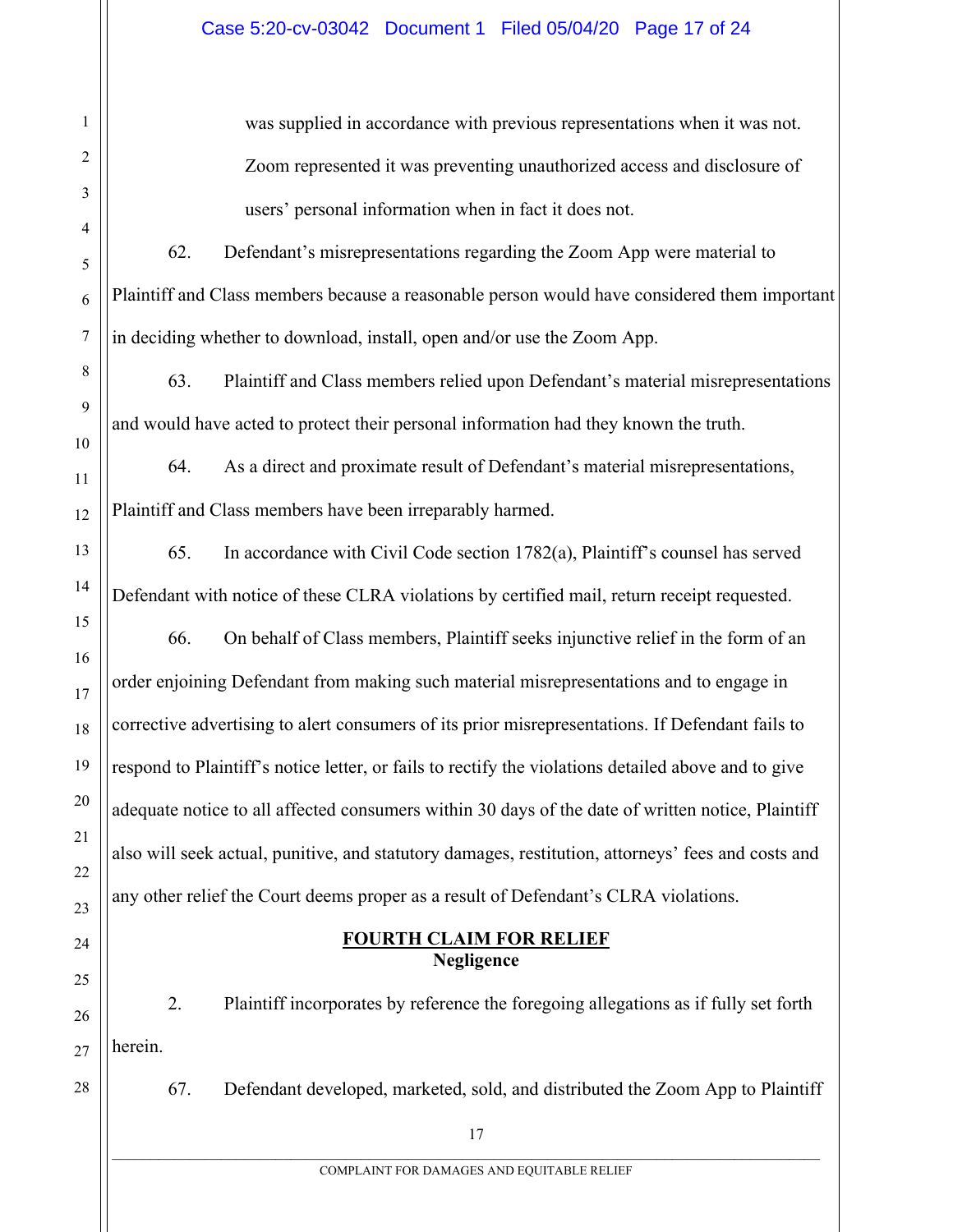was supplied in accordance with previous representations when it was not. Zoom represented it was preventing unauthorized access and disclosure of users' personal information when in fact it does not.

62. Defendant's misrepresentations regarding the Zoom App were material to Plaintiff and Class members because a reasonable person would have considered them important in deciding whether to download, install, open and/or use the Zoom App.

63. Plaintiff and Class members relied upon Defendant's material misrepresentations and would have acted to protect their personal information had they known the truth.

64. As a direct and proximate result of Defendant's material misrepresentations, Plaintiff and Class members have been irreparably harmed.

65. In accordance with Civil Code section 1782(a), Plaintiff's counsel has served Defendant with notice of these CLRA violations by certified mail, return receipt requested.

66. On behalf of Class members, Plaintiff seeks injunctive relief in the form of an order enjoining Defendant from making such material misrepresentations and to engage in corrective advertising to alert consumers of its prior misrepresentations. If Defendant fails to respond to Plaintiff's notice letter, or fails to rectify the violations detailed above and to give adequate notice to all affected consumers within 30 days of the date of written notice, Plaintiff also will seek actual, punitive, and statutory damages, restitution, attorneys' fees and costs and any other relief the Court deems proper as a result of Defendant's CLRA violations.

**FOURTH CLAIM FOR RELIEF**
**Negligence**

2. Plaintiff incorporates by reference the foregoing allegations as if fully set forth herein.

67. Defendant developed, marketed, sold, and distributed the Zoom App to Plaintiff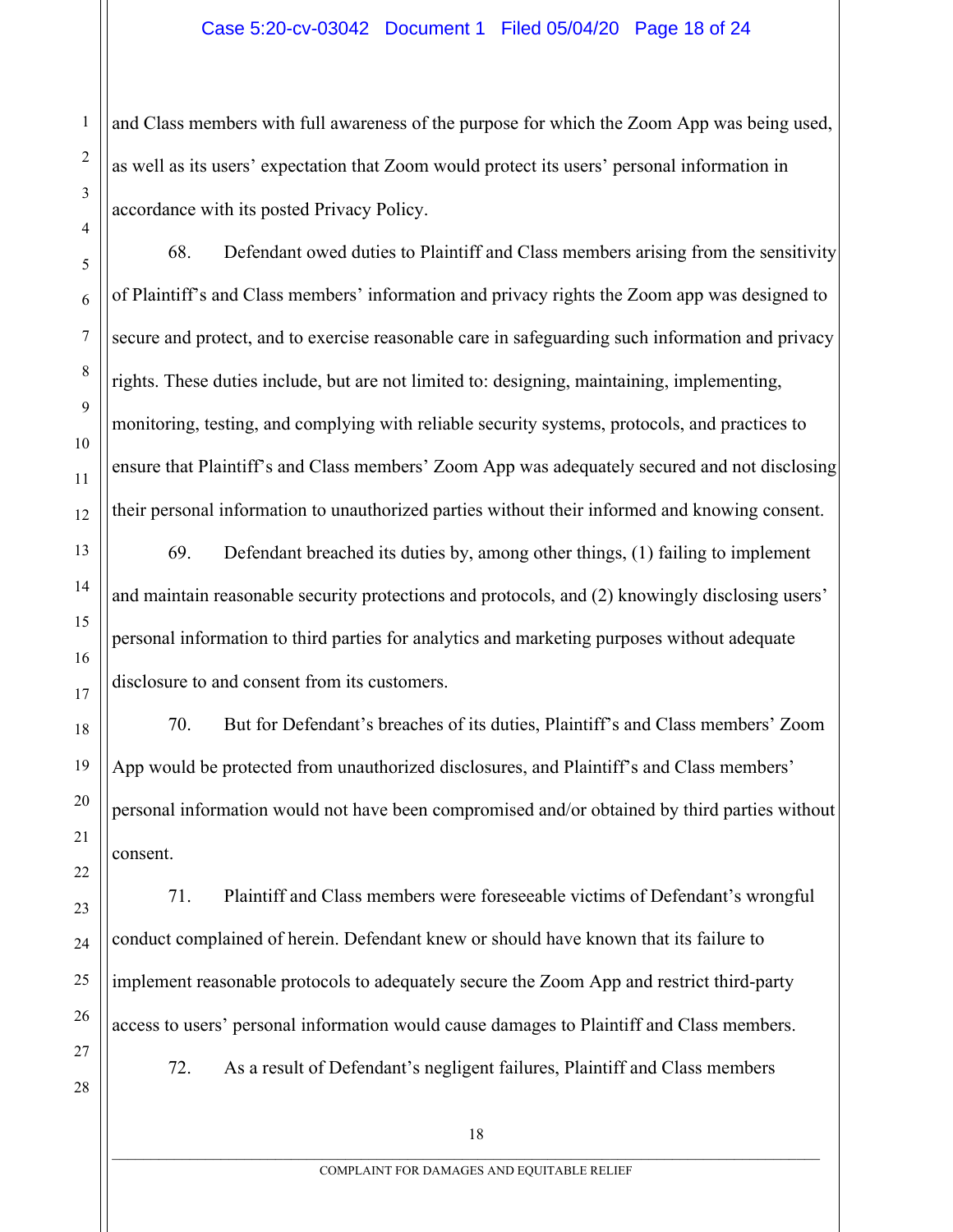and Class members with full awareness of the purpose for which the Zoom App was being used, as well as its users' expectation that Zoom would protect its users' personal information in accordance with its posted Privacy Policy.

68. Defendant owed duties to Plaintiff and Class members arising from the sensitivity of Plaintiff's and Class members' information and privacy rights the Zoom app was designed to secure and protect, and to exercise reasonable care in safeguarding such information and privacy rights. These duties include, but are not limited to: designing, maintaining, implementing, monitoring, testing, and complying with reliable security systems, protocols, and practices to ensure that Plaintiff's and Class members' Zoom App was adequately secured and not disclosing their personal information to unauthorized parties without their informed and knowing consent.

69. Defendant breached its duties by, among other things, (1) failing to implement and maintain reasonable security protections and protocols, and (2) knowingly disclosing users' personal information to third parties for analytics and marketing purposes without adequate disclosure to and consent from its customers.

70. But for Defendant's breaches of its duties, Plaintiff's and Class members' Zoom App would be protected from unauthorized disclosures, and Plaintiff's and Class members' personal information would not have been compromised and/or obtained by third parties without consent.

71. Plaintiff and Class members were foreseeable victims of Defendant's wrongful conduct complained of herein. Defendant knew or should have known that its failure to implement reasonable protocols to adequately secure the Zoom App and restrict third-party access to users' personal information would cause damages to Plaintiff and Class members.

72. As a result of Defendant's negligent failures, Plaintiff and Class members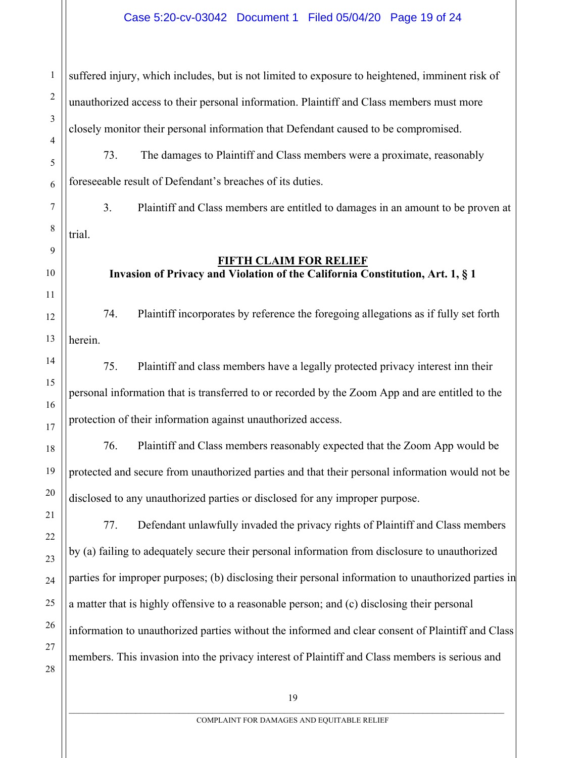suffered injury, which includes, but is not limited to exposure to heightened, imminent risk of unauthorized access to their personal information. Plaintiff and Class members must more closely monitor their personal information that Defendant caused to be compromised.

73. The damages to Plaintiff and Class members were a proximate, reasonably foreseeable result of Defendant's breaches of its duties.

3. Plaintiff and Class members are entitled to damages in an amount to be proven at trial.

**FIFTH CLAIM FOR RELIEF**

**Invasion of Privacy and Violation of the California Constitution, Art. 1, § 1**

74. Plaintiff incorporates by reference the foregoing allegations as if fully set forth herein.

75. Plaintiff and class members have a legally protected privacy interest inn their personal information that is transferred to or recorded by the Zoom App and are entitled to the protection of their information against unauthorized access.

76. Plaintiff and Class members reasonably expected that the Zoom App would be protected and secure from unauthorized parties and that their personal information would not be disclosed to any unauthorized parties or disclosed for any improper purpose.

77. Defendant unlawfully invaded the privacy rights of Plaintiff and Class members by (a) failing to adequately secure their personal information from disclosure to unauthorized parties for improper purposes; (b) disclosing their personal information to unauthorized parties in a matter that is highly offensive to a reasonable person; and (c) disclosing their personal information to unauthorized parties without the informed and clear consent of Plaintiff and Class members. This invasion into the privacy interest of Plaintiff and Class members is serious and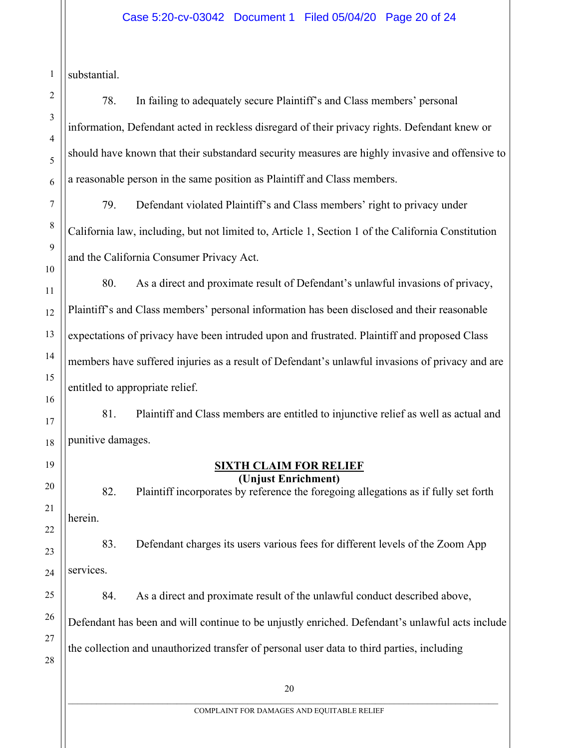substantial.

78. In failing to adequately secure Plaintiff's and Class members' personal information, Defendant acted in reckless disregard of their privacy rights. Defendant knew or should have known that their substandard security measures are highly invasive and offensive to a reasonable person in the same position as Plaintiff and Class members.

79. Defendant violated Plaintiff's and Class members' right to privacy under California law, including, but not limited to, Article 1, Section 1 of the California Constitution and the California Consumer Privacy Act.

80. As a direct and proximate result of Defendant's unlawful invasions of privacy, Plaintiff's and Class members' personal information has been disclosed and their reasonable expectations of privacy have been intruded upon and frustrated. Plaintiff and proposed Class members have suffered injuries as a result of Defendant's unlawful invasions of privacy and are entitled to appropriate relief.

81. Plaintiff and Class members are entitled to injunctive relief as well as actual and punitive damages.

## SIXTH CLAIM FOR RELIEF
**(Unjust Enrichment)**

82. Plaintiff incorporates by reference the foregoing allegations as if fully set forth herein.

83. Defendant charges its users various fees for different levels of the Zoom App services.

84. As a direct and proximate result of the unlawful conduct described above, Defendant has been and will continue to be unjustly enriched. Defendant's unlawful acts include the collection and unauthorized transfer of personal user data to third parties, including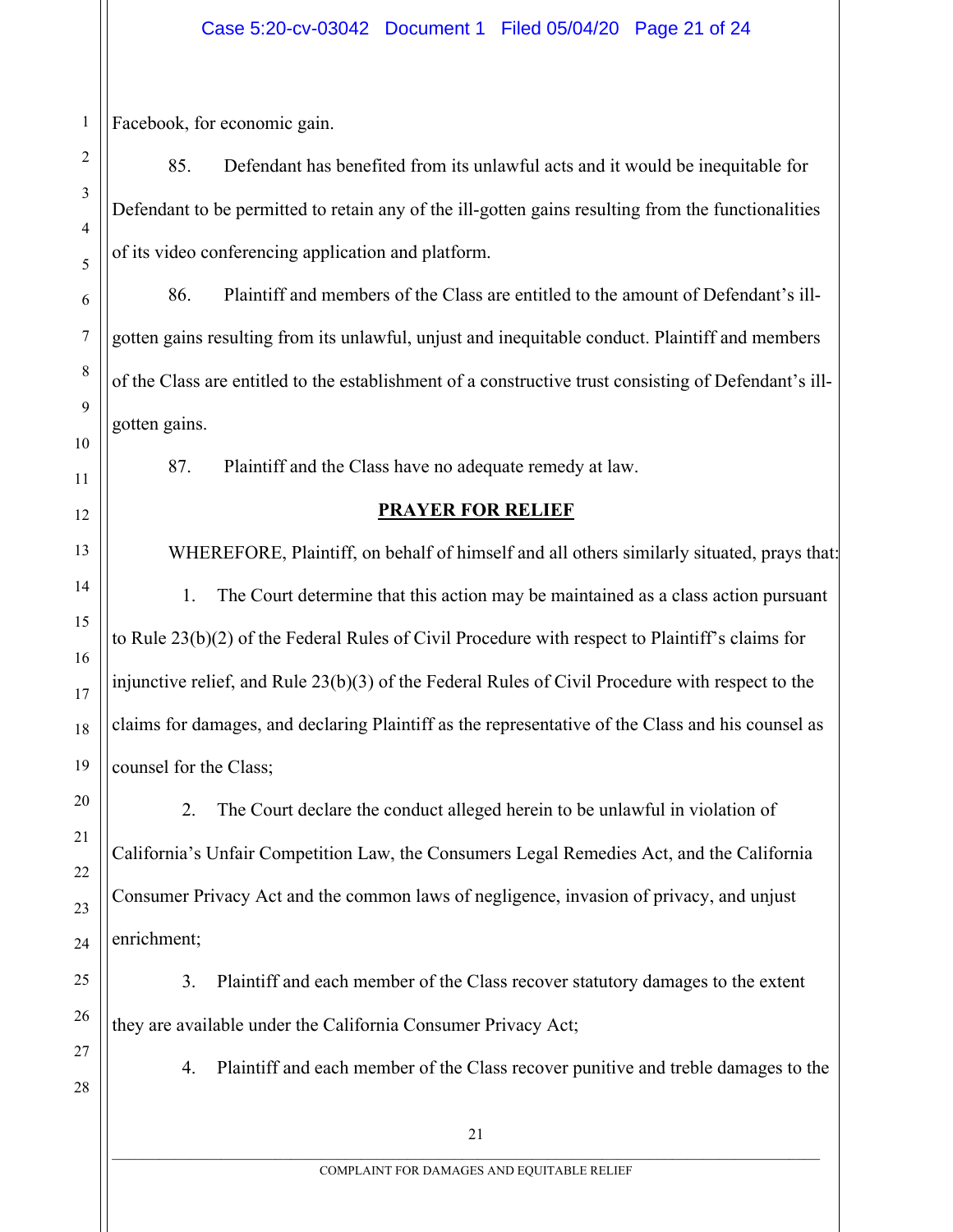Facebook, for economic gain.

85. Defendant has benefited from its unlawful acts and it would be inequitable for Defendant to be permitted to retain any of the ill-gotten gains resulting from the functionalities of its video conferencing application and platform.

86. Plaintiff and members of the Class are entitled to the amount of Defendant's ill-gotten gains resulting from its unlawful, unjust and inequitable conduct. Plaintiff and members of the Class are entitled to the establishment of a constructive trust consisting of Defendant's ill-gotten gains.

87. Plaintiff and the Class have no adequate remedy at law.

## PRAYER FOR RELIEF

WHEREFORE, Plaintiff, on behalf of himself and all others similarly situated, prays that:

1. The Court determine that this action may be maintained as a class action pursuant to Rule 23(b)(2) of the Federal Rules of Civil Procedure with respect to Plaintiff's claims for injunctive relief, and Rule 23(b)(3) of the Federal Rules of Civil Procedure with respect to the claims for damages, and declaring Plaintiff as the representative of the Class and his counsel as counsel for the Class;

2. The Court declare the conduct alleged herein to be unlawful in violation of California's Unfair Competition Law, the Consumers Legal Remedies Act, and the California Consumer Privacy Act and the common laws of negligence, invasion of privacy, and unjust enrichment;

3. Plaintiff and each member of the Class recover statutory damages to the extent they are available under the California Consumer Privacy Act;

4. Plaintiff and each member of the Class recover punitive and treble damages to the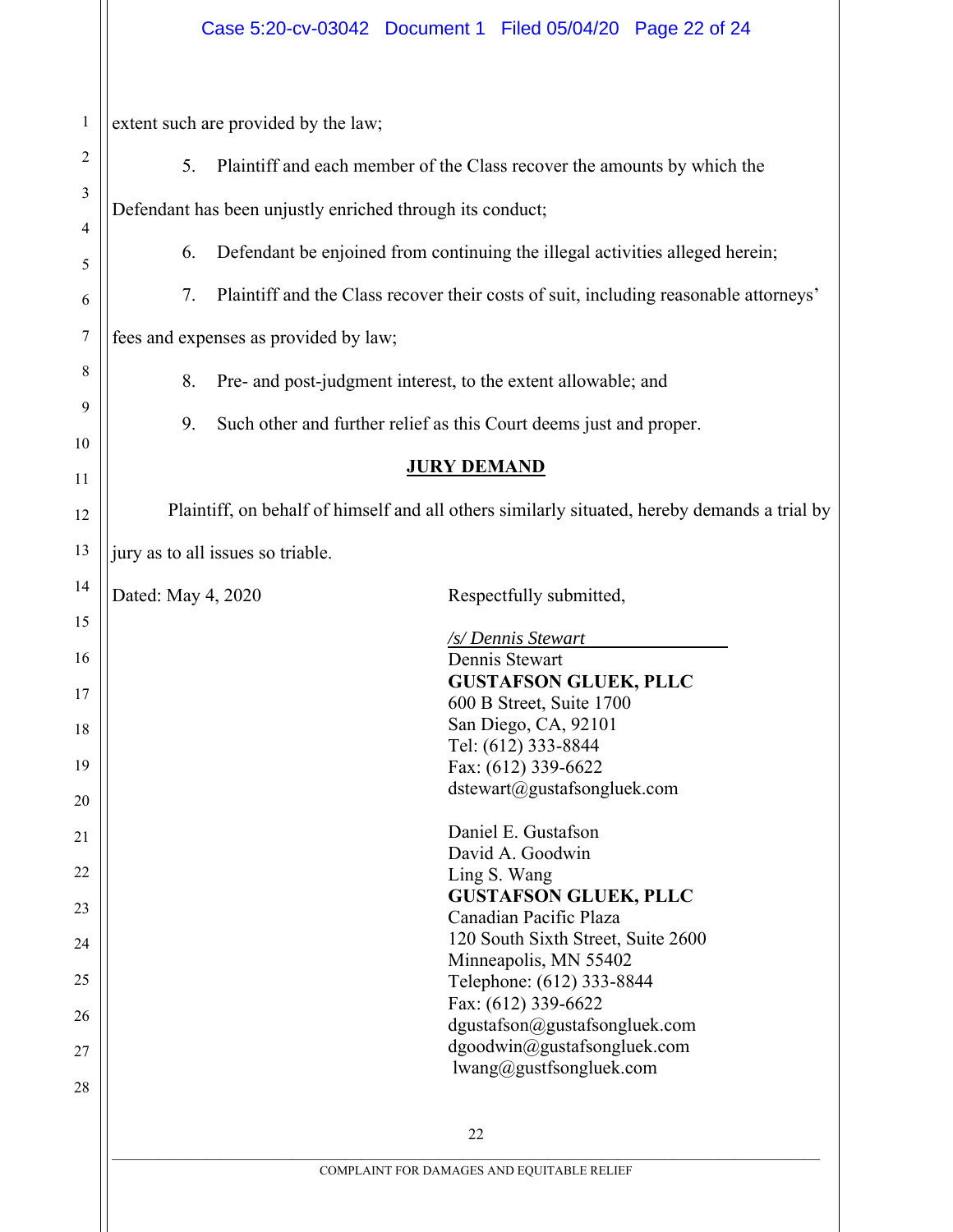extent such are provided by the law;

5. Plaintiff and each member of the Class recover the amounts by which the Defendant has been unjustly enriched through its conduct;

6. Defendant be enjoined from continuing the illegal activities alleged herein;

7. Plaintiff and the Class recover their costs of suit, including reasonable attorneys' fees and expenses as provided by law;

8. Pre- and post-judgment interest, to the extent allowable; and

9. Such other and further relief as this Court deems just and proper.

## JURY DEMAND

Plaintiff, on behalf of himself and all others similarly situated, hereby demands a trial by jury as to all issues so triable.

Dated: May 4, 2020

Respectfully submitted,

*/s/ Dennis Stewart*
Dennis Stewart
**GUSTAFSON GLUEK, PLLC**
600 B Street, Suite 1700
San Diego, CA, 92101
Tel: (612) 333-8844
Fax: (612) 339-6622
dstewart@gustafsongluek.com

Daniel E. Gustafson
David A. Goodwin
Ling S. Wang
**GUSTAFSON GLUEK, PLLC**
Canadian Pacific Plaza
120 South Sixth Street, Suite 2600
Minneapolis, MN 55402
Telephone: (612) 333-8844
Fax: (612) 339-6622
dgustafson@gustafsongluek.com
dgoodwin@gustafsongluek.com
lwang@gustfsongluek.com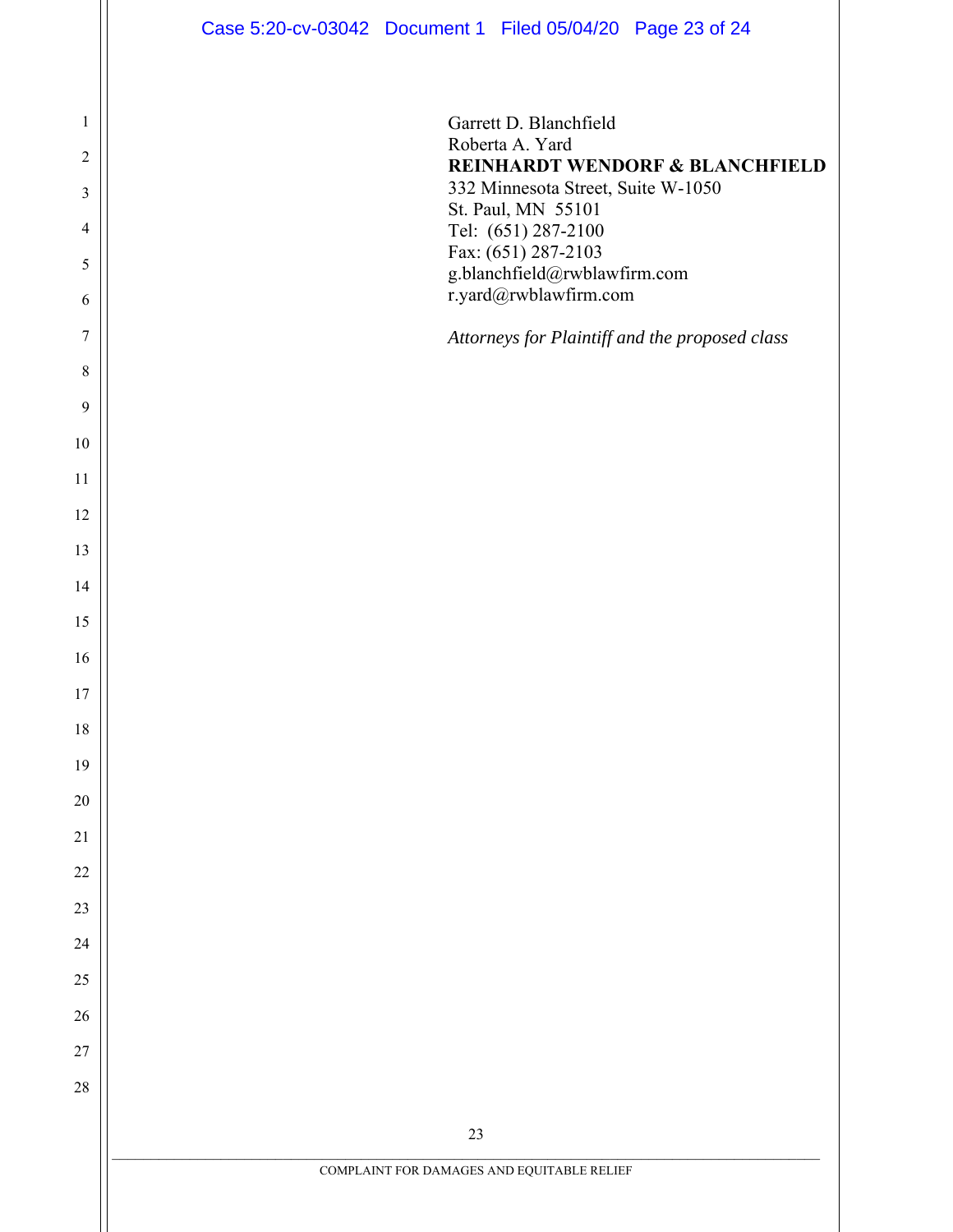Garrett D. Blanchfield
Roberta A. Yard
**REINHARDT WENDORF & BLANCHFIELD**
332 Minnesota Street, Suite W-1050
St. Paul, MN 55101
Tel: (651) 287-2100
Fax: (651) 287-2103
g.blanchfield@rwblawfirm.com
r.yard@rwblawfirm.com

*Attorneys for Plaintiff and the proposed class*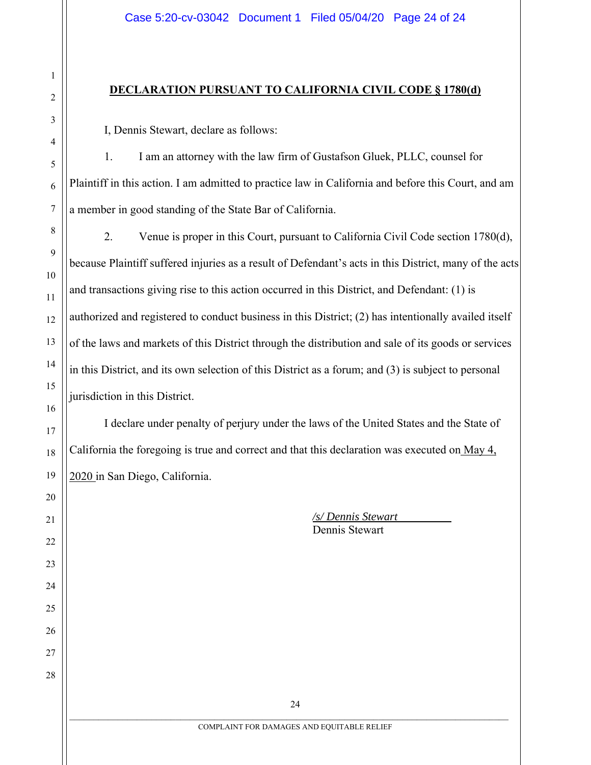**DECLARATION PURSUANT TO CALIFORNIA CIVIL CODE § 1780(d)**

I, Dennis Stewart, declare as follows:

1. I am an attorney with the law firm of Gustafson Gluek, PLLC, counsel for Plaintiff in this action. I am admitted to practice law in California and before this Court, and am a member in good standing of the State Bar of California.

2. Venue is proper in this Court, pursuant to California Civil Code section 1780(d), because Plaintiff suffered injuries as a result of Defendant's acts in this District, many of the acts and transactions giving rise to this action occurred in this District, and Defendant: (1) is authorized and registered to conduct business in this District; (2) has intentionally availed itself of the laws and markets of this District through the distribution and sale of its goods or services in this District, and its own selection of this District as a forum; and (3) is subject to personal jurisdiction in this District.

I declare under penalty of perjury under the laws of the United States and the State of California the foregoing is true and correct and that this declaration was executed on May 4, 2020 in San Diego, California.

*/s/ Dennis Stewart*
Dennis Stewart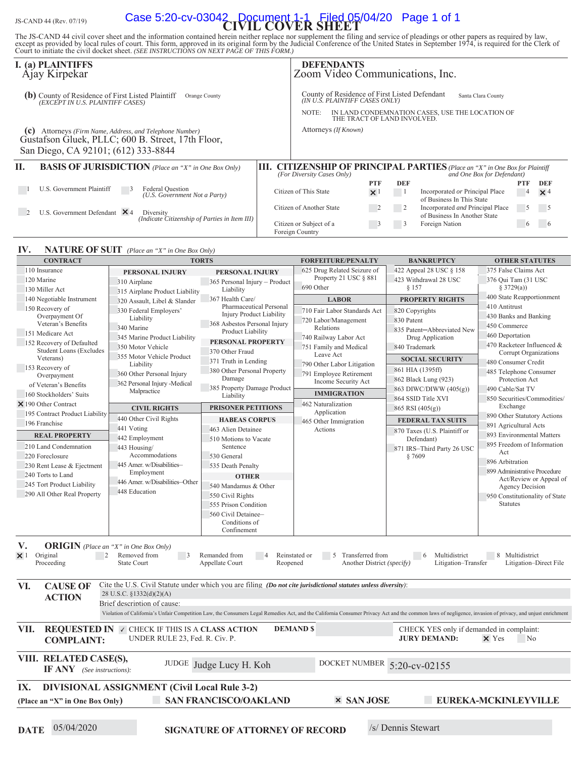JS-CAND 44 (Rev. 07/19)

# CIVIL COVER SHEET

The JS-CAND 44 civil cover sheet and the information contained herein neither replace nor supplement the filing and service of pleadings or other papers as required by law, except as provided by local rules of court. This form, approved in its original form by the Judicial Conference of the United States in September 1974, is required for the Clerk of Court to initiate the civil docket sheet. *(SEE INSTRUCTIONS ON NEXT PAGE OF THIS FORM.)*

**I. (a) PLAINTIFFS**
Ajay Kirpekar

**DEFENDANTS**
Zoom Video Communications, Inc.

**(b)** County of Residence of First Listed Plaintiff: Orange County
*(EXCEPT IN U.S. PLAINTIFF CASES)*

County of Residence of First Listed Defendant: Santa Clara County
*(IN U.S. PLAINTIFF CASES ONLY)*

NOTE: IN LAND CONDEMNATION CASES, USE THE LOCATION OF THE TRACT OF LAND INVOLVED.

**(c)** Attorneys *(Firm Name, Address, and Telephone Number)*
Gustafson Gluek, PLLC; 600 B. Street, 17th Floor, San Diego, CA 92101; (612) 333-8844

Attorneys *(If Known)*

**II. BASIS OF JURISDICTION** *(Place an "X" in One Box Only)*

- ☐ 1 U.S. Government Plaintiff
- ☐ 3 Federal Question *(U.S. Government Not a Party)*
- ☐ 2 U.S. Government Defendant
- ☒ 4 Diversity *(Indicate Citizenship of Parties in Item III)*

**III. CITIZENSHIP OF PRINCIPAL PARTIES** *(Place an "X" in One Box for Plaintiff and One Box for Defendant)* *(For Diversity Cases Only)*

| | PTF | DEF | | PTF | DEF |
|---|---|---|---|---|---|
| Citizen of This State | ☒ 1 | ☐ 1 | Incorporated *or* Principal Place of Business In This State | ☐ 4 | ☒ 4 |
| Citizen of Another State | ☐ 2 | ☐ 2 | Incorporated *and* Principal Place of Business In Another State | ☐ 5 | ☐ 5 |
| Citizen or Subject of a Foreign Country | ☐ 3 | ☐ 3 | Foreign Nation | ☐ 6 | ☐ 6 |

**IV. NATURE OF SUIT** *(Place an "X" in One Box Only)*

**CONTRACT**
- 110 Insurance
- 120 Marine
- 130 Miller Act
- 140 Negotiable Instrument
- 150 Recovery of Overpayment Of Veteran's Benefits
- 151 Medicare Act
- 152 Recovery of Defaulted Student Loans (Excludes Veterans)
- 153 Recovery of Overpayment of Veteran's Benefits
- 160 Stockholders' Suits
- ☒ 190 Other Contract
- 195 Contract Product Liability
- 196 Franchise

**REAL PROPERTY**
- 210 Land Condemnation
- 220 Foreclosure
- 230 Rent Lease & Ejectment
- 240 Torts to Land
- 245 Tort Product Liability
- 290 All Other Real Property

**TORTS**

PERSONAL INJURY
- 310 Airplane
- 315 Airplane Product Liability
- 320 Assault, Libel & Slander
- 330 Federal Employers' Liability
- 340 Marine
- 345 Marine Product Liability
- 350 Motor Vehicle
- 355 Motor Vehicle Product Liability
- 360 Other Personal Injury
- 362 Personal Injury -Medical Malpractice

PERSONAL INJURY
- 365 Personal Injury – Product Liability
- 367 Health Care/ Pharmaceutical Personal Injury Product Liability
- 368 Asbestos Personal Injury Product Liability

PERSONAL PROPERTY
- 370 Other Fraud
- 371 Truth in Lending
- 380 Other Personal Property Damage
- 385 Property Damage Product Liability

**CIVIL RIGHTS**
- 440 Other Civil Rights
- 441 Voting
- 442 Employment
- 443 Housing/ Accommodations
- 445 Amer. w/Disabilities–Employment
- 446 Amer. w/Disabilities–Other
- 448 Education

**PRISONER PETITIONS**

HABEAS CORPUS
- 463 Alien Detainee
- 510 Motions to Vacate Sentence
- 530 General
- 535 Death Penalty

OTHER
- 540 Mandamus & Other
- 550 Civil Rights
- 555 Prison Condition
- 560 Civil Detainee– Conditions of Confinement

**FORFEITURE/PENALTY**
- 625 Drug Related Seizure of Property 21 USC § 881
- 690 Other

**LABOR**
- 710 Fair Labor Standards Act
- 720 Labor/Management Relations
- 740 Railway Labor Act
- 751 Family and Medical Leave Act
- 790 Other Labor Litigation
- 791 Employee Retirement Income Security Act

**IMMIGRATION**
- 462 Naturalization Application
- 465 Other Immigration Actions

**BANKRUPTCY**
- 422 Appeal 28 USC § 158
- 423 Withdrawal 28 USC § 157

**PROPERTY RIGHTS**
- 820 Copyrights
- 830 Patent
- 835 Patent—Abbreviated New Drug Application
- 840 Trademark

**SOCIAL SECURITY**
- 861 HIA (1395ff)
- 862 Black Lung (923)
- 863 DIWC/DIWW (405(g))
- 864 SSID Title XVI
- 865 RSI (405(g))

**FEDERAL TAX SUITS**
- 870 Taxes (U.S. Plaintiff or Defendant)
- 871 IRS–Third Party 26 USC § 7609

**OTHER STATUTES**
- 375 False Claims Act
- 376 Qui Tam (31 USC § 3729(a))
- 400 State Reapportionment
- 410 Antitrust
- 430 Banks and Banking
- 450 Commerce
- 460 Deportation
- 470 Racketeer Influenced & Corrupt Organizations
- 480 Consumer Credit
- 485 Telephone Consumer Protection Act
- 490 Cable/Sat TV
- 850 Securities/Commodities/ Exchange
- 890 Other Statutory Actions
- 891 Agricultural Acts
- 893 Environmental Matters
- 895 Freedom of Information Act
- 896 Arbitration
- 899 Administrative Procedure Act/Review or Appeal of Agency Decision
- 950 Constitutionality of State Statutes

**V. ORIGIN** *(Place an "X" in One Box Only)*

- ☒ 1 Original Proceeding
- ☐ 2 Removed from State Court
- ☐ 3 Remanded from Appellate Court
- ☐ 4 Reinstated or Reopened
- ☐ 5 Transferred from Another District *(specify)*
- ☐ 6 Multidistrict Litigation–Transfer
- ☐ 8 Multidistrict Litigation–Direct File

**VI. CAUSE OF ACTION**

Cite the U.S. Civil Statute under which you are filing *(Do not cite jurisdictional statutes unless diversity)*:
28 U.S.C. §1332(d)(2)(A)

Brief description of cause:
Violation of California's Unfair Competition Law, the Consumers Legal Remedies Act, and the California Consumer Privacy Act and the common laws of negligence, invasion of privacy, and unjust enrichment

**VII. REQUESTED IN COMPLAINT:**

✓ CHECK IF THIS IS A **CLASS ACTION** UNDER RULE 23, Fed. R. Civ. P.

**DEMAND $**

CHECK YES only if demanded in complaint:
**JURY DEMAND:** ☒ Yes ☐ No

**VIII. RELATED CASE(S), IF ANY** *(See instructions)*:

JUDGE: Judge Lucy H. Koh
DOCKET NUMBER: 5:20-cv-02155

**IX. DIVISIONAL ASSIGNMENT (Civil Local Rule 3-2)**
**(Place an "X" in One Box Only)**

☐ **SAN FRANCISCO/OAKLAND** ☒ **SAN JOSE** ☐ **EUREKA-MCKINLEYVILLE**

**DATE** 05/04/2020

**SIGNATURE OF ATTORNEY OF RECORD** /s/ Dennis Stewart